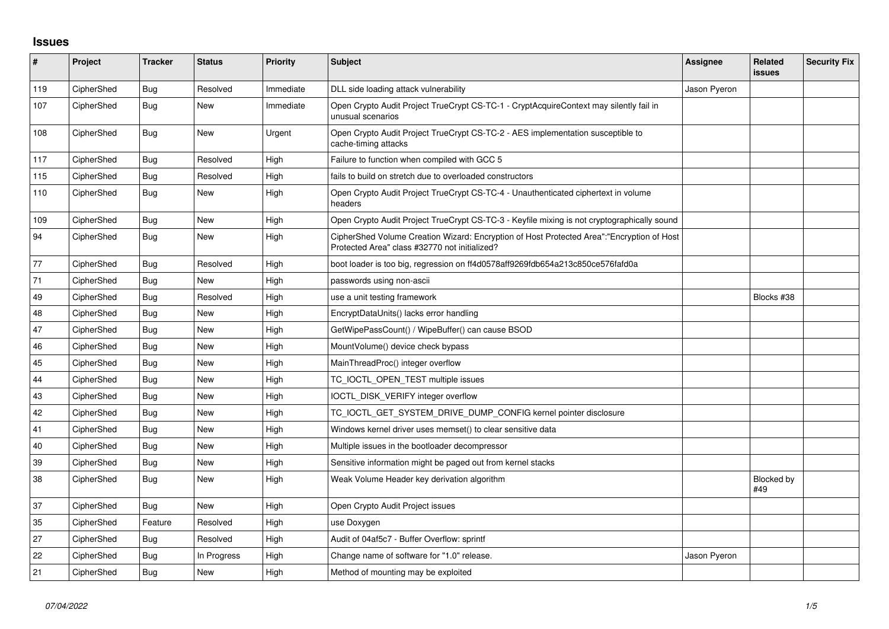## Issues

| # | Project | Tracker | Status | Priority | Subject | Assignee | Related issues | Security Fix |
|---|---|---|---|---|---|---|---|---|
| 119 | CipherShed | Bug | Resolved | Immediate | DLL side loading attack vulnerability | Jason Pyeron | | |
| 107 | CipherShed | Bug | New | Immediate | Open Crypto Audit Project TrueCrypt CS-TC-1 - CryptAcquireContext may silently fail in unusual scenarios | | | |
| 108 | CipherShed | Bug | New | Urgent | Open Crypto Audit Project TrueCrypt CS-TC-2 - AES implementation susceptible to cache-timing attacks | | | |
| 117 | CipherShed | Bug | Resolved | High | Failure to function when compiled with GCC 5 | | | |
| 115 | CipherShed | Bug | Resolved | High | fails to build on stretch due to overloaded constructors | | | |
| 110 | CipherShed | Bug | New | High | Open Crypto Audit Project TrueCrypt CS-TC-4 - Unauthenticated ciphertext in volume headers | | | |
| 109 | CipherShed | Bug | New | High | Open Crypto Audit Project TrueCrypt CS-TC-3 - Keyfile mixing is not cryptographically sound | | | |
| 94 | CipherShed | Bug | New | High | CipherShed Volume Creation Wizard: Encryption of Host Protected Area":"Encryption of Host Protected Area" class #32770 not initialized? | | | |
| 77 | CipherShed | Bug | Resolved | High | boot loader is too big, regression on ff4d0578aff9269fdb654a213c850ce576fafd0a | | | |
| 71 | CipherShed | Bug | New | High | passwords using non-ascii | | | |
| 49 | CipherShed | Bug | Resolved | High | use a unit testing framework | | Blocks #38 | |
| 48 | CipherShed | Bug | New | High | EncryptDataUnits() lacks error handling | | | |
| 47 | CipherShed | Bug | New | High | GetWipePassCount() / WipeBuffer() can cause BSOD | | | |
| 46 | CipherShed | Bug | New | High | MountVolume() device check bypass | | | |
| 45 | CipherShed | Bug | New | High | MainThreadProc() integer overflow | | | |
| 44 | CipherShed | Bug | New | High | TC_IOCTL_OPEN_TEST multiple issues | | | |
| 43 | CipherShed | Bug | New | High | IOCTL_DISK_VERIFY integer overflow | | | |
| 42 | CipherShed | Bug | New | High | TC_IOCTL_GET_SYSTEM_DRIVE_DUMP_CONFIG kernel pointer disclosure | | | |
| 41 | CipherShed | Bug | New | High | Windows kernel driver uses memset() to clear sensitive data | | | |
| 40 | CipherShed | Bug | New | High | Multiple issues in the bootloader decompressor | | | |
| 39 | CipherShed | Bug | New | High | Sensitive information might be paged out from kernel stacks | | | |
| 38 | CipherShed | Bug | New | High | Weak Volume Header key derivation algorithm | | Blocked by #49 | |
| 37 | CipherShed | Bug | New | High | Open Crypto Audit Project issues | | | |
| 35 | CipherShed | Feature | Resolved | High | use Doxygen | | | |
| 27 | CipherShed | Bug | Resolved | High | Audit of 04af5c7 - Buffer Overflow: sprintf | | | |
| 22 | CipherShed | Bug | In Progress | High | Change name of software for "1.0" release. | Jason Pyeron | | |
| 21 | CipherShed | Bug | New | High | Method of mounting may be exploited | | | |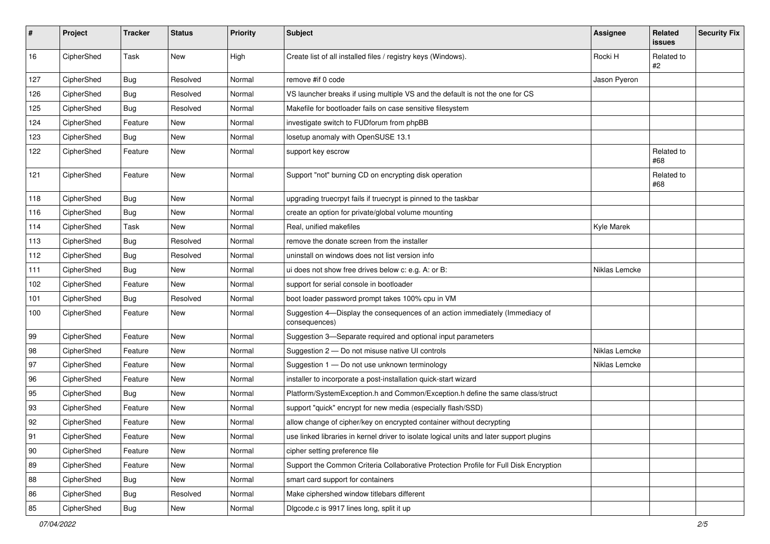| # | Project | Tracker | Status | Priority | Subject | Assignee | Related issues | Security Fix |
|---|---|---|---|---|---|---|---|---|
| 16 | CipherShed | Task | New | High | Create list of all installed files / registry keys (Windows). | Rocki H | Related to #2 | |
| 127 | CipherShed | Bug | Resolved | Normal | remove #if 0 code | Jason Pyeron | | |
| 126 | CipherShed | Bug | Resolved | Normal | VS launcher breaks if using multiple VS and the default is not the one for CS | | | |
| 125 | CipherShed | Bug | Resolved | Normal | Makefile for bootloader fails on case sensitive filesystem | | | |
| 124 | CipherShed | Feature | New | Normal | investigate switch to FUDforum from phpBB | | | |
| 123 | CipherShed | Bug | New | Normal | losetup anomaly with OpenSUSE 13.1 | | | |
| 122 | CipherShed | Feature | New | Normal | support key escrow | | Related to #68 | |
| 121 | CipherShed | Feature | New | Normal | Support "not" burning CD on encrypting disk operation | | Related to #68 | |
| 118 | CipherShed | Bug | New | Normal | upgrading truecrpyt fails if truecrypt is pinned to the taskbar | | | |
| 116 | CipherShed | Bug | New | Normal | create an option for private/global volume mounting | | | |
| 114 | CipherShed | Task | New | Normal | Real, unified makefiles | Kyle Marek | | |
| 113 | CipherShed | Bug | Resolved | Normal | remove the donate screen from the installer | | | |
| 112 | CipherShed | Bug | Resolved | Normal | uninstall on windows does not list version info | | | |
| 111 | CipherShed | Bug | New | Normal | ui does not show free drives below c: e.g. A: or B: | Niklas Lemcke | | |
| 102 | CipherShed | Feature | New | Normal | support for serial console in bootloader | | | |
| 101 | CipherShed | Bug | Resolved | Normal | boot loader password prompt takes 100% cpu in VM | | | |
| 100 | CipherShed | Feature | New | Normal | Suggestion 4—Display the consequences of an action immediately (Immediacy of consequences) | | | |
| 99 | CipherShed | Feature | New | Normal | Suggestion 3—Separate required and optional input parameters | | | |
| 98 | CipherShed | Feature | New | Normal | Suggestion 2 — Do not misuse native UI controls | Niklas Lemcke | | |
| 97 | CipherShed | Feature | New | Normal | Suggestion 1 — Do not use unknown terminology | Niklas Lemcke | | |
| 96 | CipherShed | Feature | New | Normal | installer to incorporate a post-installation quick-start wizard | | | |
| 95 | CipherShed | Bug | New | Normal | Platform/SystemException.h and Common/Exception.h define the same class/struct | | | |
| 93 | CipherShed | Feature | New | Normal | support "quick" encrypt for new media (especially flash/SSD) | | | |
| 92 | CipherShed | Feature | New | Normal | allow change of cipher/key on encrypted container without decrypting | | | |
| 91 | CipherShed | Feature | New | Normal | use linked libraries in kernel driver to isolate logical units and later support plugins | | | |
| 90 | CipherShed | Feature | New | Normal | cipher setting preference file | | | |
| 89 | CipherShed | Feature | New | Normal | Support the Common Criteria Collaborative Protection Profile for Full Disk Encryption | | | |
| 88 | CipherShed | Bug | New | Normal | smart card support for containers | | | |
| 86 | CipherShed | Bug | Resolved | Normal | Make ciphershed window titlebars different | | | |
| 85 | CipherShed | Bug | New | Normal | Dlgcode.c is 9917 lines long, split it up | | | |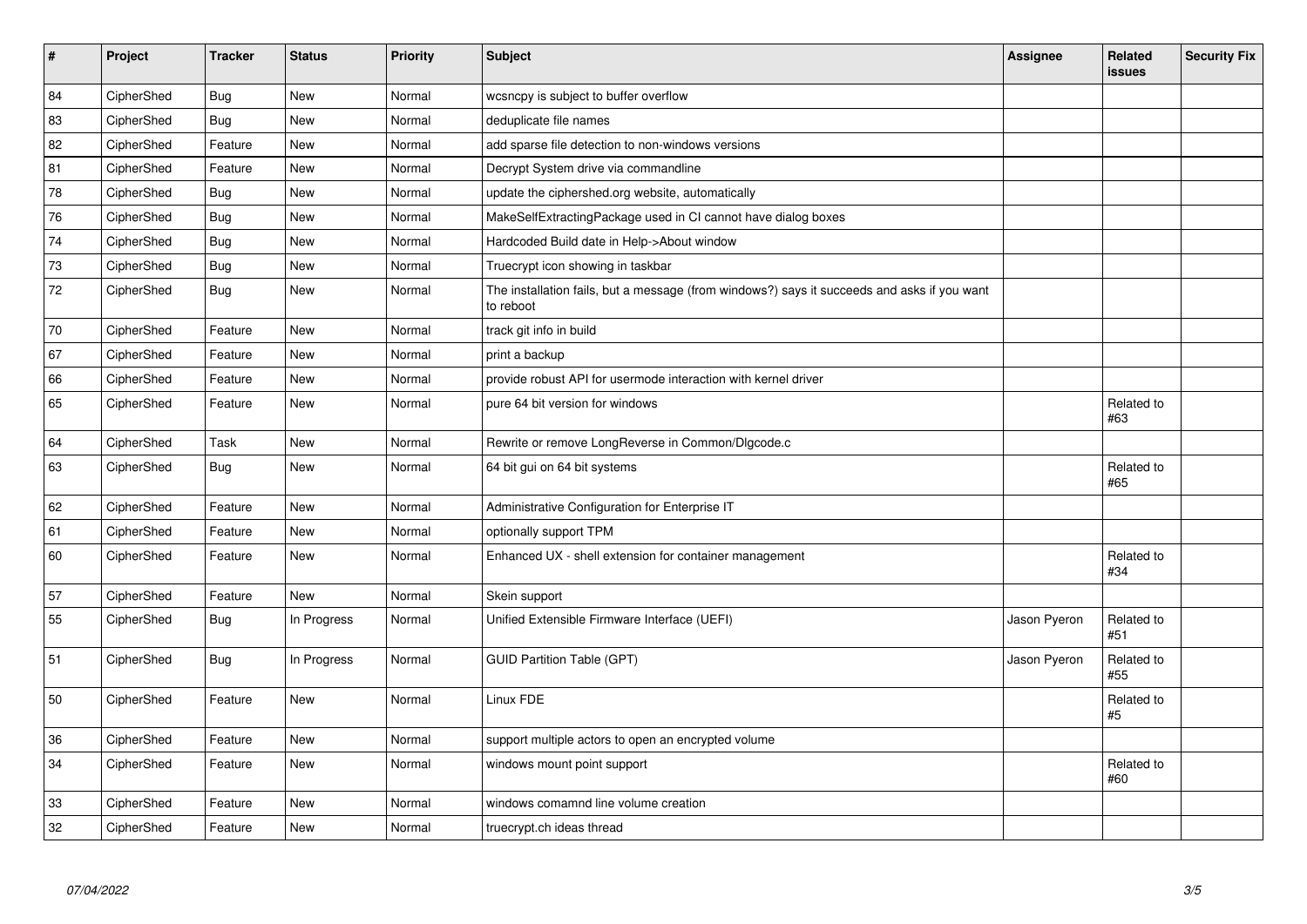| # | Project | Tracker | Status | Priority | Subject | Assignee | Related issues | Security Fix |
|---|---|---|---|---|---|---|---|---|
| 84 | CipherShed | Bug | New | Normal | wcsncpy is subject to buffer overflow | | | |
| 83 | CipherShed | Bug | New | Normal | deduplicate file names | | | |
| 82 | CipherShed | Feature | New | Normal | add sparse file detection to non-windows versions | | | |
| 81 | CipherShed | Feature | New | Normal | Decrypt System drive via commandline | | | |
| 78 | CipherShed | Bug | New | Normal | update the ciphershed.org website, automatically | | | |
| 76 | CipherShed | Bug | New | Normal | MakeSelfExtractingPackage used in CI cannot have dialog boxes | | | |
| 74 | CipherShed | Bug | New | Normal | Hardcoded Build date in Help->About window | | | |
| 73 | CipherShed | Bug | New | Normal | Truecrypt icon showing in taskbar | | | |
| 72 | CipherShed | Bug | New | Normal | The installation fails, but a message (from windows?) says it succeeds and asks if you want to reboot | | | |
| 70 | CipherShed | Feature | New | Normal | track git info in build | | | |
| 67 | CipherShed | Feature | New | Normal | print a backup | | | |
| 66 | CipherShed | Feature | New | Normal | provide robust API for usermode interaction with kernel driver | | | |
| 65 | CipherShed | Feature | New | Normal | pure 64 bit version for windows | | Related to #63 | |
| 64 | CipherShed | Task | New | Normal | Rewrite or remove LongReverse in Common/Dlgcode.c | | | |
| 63 | CipherShed | Bug | New | Normal | 64 bit gui on 64 bit systems | | Related to #65 | |
| 62 | CipherShed | Feature | New | Normal | Administrative Configuration for Enterprise IT | | | |
| 61 | CipherShed | Feature | New | Normal | optionally support TPM | | | |
| 60 | CipherShed | Feature | New | Normal | Enhanced UX - shell extension for container management | | Related to #34 | |
| 57 | CipherShed | Feature | New | Normal | Skein support | | | |
| 55 | CipherShed | Bug | In Progress | Normal | Unified Extensible Firmware Interface (UEFI) | Jason Pyeron | Related to #51 | |
| 51 | CipherShed | Bug | In Progress | Normal | GUID Partition Table (GPT) | Jason Pyeron | Related to #55 | |
| 50 | CipherShed | Feature | New | Normal | Linux FDE | | Related to #5 | |
| 36 | CipherShed | Feature | New | Normal | support multiple actors to open an encrypted volume | | | |
| 34 | CipherShed | Feature | New | Normal | windows mount point support | | Related to #60 | |
| 33 | CipherShed | Feature | New | Normal | windows comamnd line volume creation | | | |
| 32 | CipherShed | Feature | New | Normal | truecrypt.ch ideas thread | | | |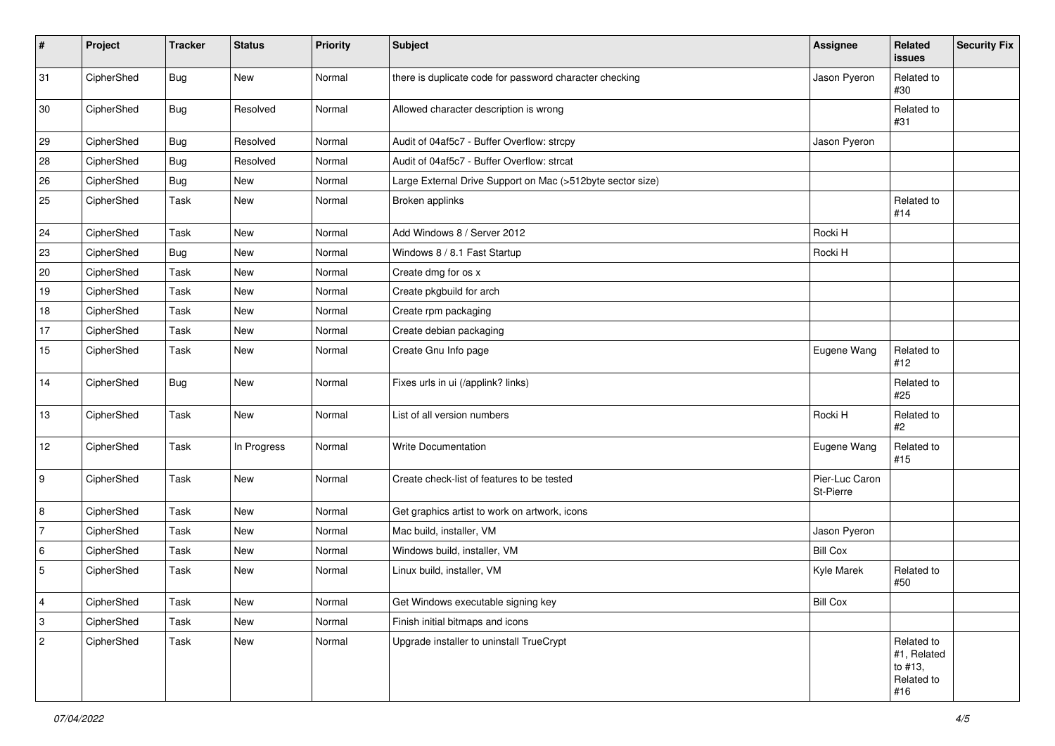| # | Project | Tracker | Status | Priority | Subject | Assignee | Related issues | Security Fix |
|---|---|---|---|---|---|---|---|---|
| 31 | CipherShed | Bug | New | Normal | there is duplicate code for password character checking | Jason Pyeron | Related to #30 | |
| 30 | CipherShed | Bug | Resolved | Normal | Allowed character description is wrong | | Related to #31 | |
| 29 | CipherShed | Bug | Resolved | Normal | Audit of 04af5c7 - Buffer Overflow: strcpy | Jason Pyeron | | |
| 28 | CipherShed | Bug | Resolved | Normal | Audit of 04af5c7 - Buffer Overflow: strcat | | | |
| 26 | CipherShed | Bug | New | Normal | Large External Drive Support on Mac (>512byte sector size) | | | |
| 25 | CipherShed | Task | New | Normal | Broken applinks | | Related to #14 | |
| 24 | CipherShed | Task | New | Normal | Add Windows 8 / Server 2012 | Rocki H | | |
| 23 | CipherShed | Bug | New | Normal | Windows 8 / 8.1 Fast Startup | Rocki H | | |
| 20 | CipherShed | Task | New | Normal | Create dmg for os x | | | |
| 19 | CipherShed | Task | New | Normal | Create pkgbuild for arch | | | |
| 18 | CipherShed | Task | New | Normal | Create rpm packaging | | | |
| 17 | CipherShed | Task | New | Normal | Create debian packaging | | | |
| 15 | CipherShed | Task | New | Normal | Create Gnu Info page | Eugene Wang | Related to #12 | |
| 14 | CipherShed | Bug | New | Normal | Fixes urls in ui (/applink? links) | | Related to #25 | |
| 13 | CipherShed | Task | New | Normal | List of all version numbers | Rocki H | Related to #2 | |
| 12 | CipherShed | Task | In Progress | Normal | Write Documentation | Eugene Wang | Related to #15 | |
| 9 | CipherShed | Task | New | Normal | Create check-list of features to be tested | Pier-Luc Caron St-Pierre | | |
| 8 | CipherShed | Task | New | Normal | Get graphics artist to work on artwork, icons | | | |
| 7 | CipherShed | Task | New | Normal | Mac build, installer, VM | Jason Pyeron | | |
| 6 | CipherShed | Task | New | Normal | Windows build, installer, VM | Bill Cox | | |
| 5 | CipherShed | Task | New | Normal | Linux build, installer, VM | Kyle Marek | Related to #50 | |
| 4 | CipherShed | Task | New | Normal | Get Windows executable signing key | Bill Cox | | |
| 3 | CipherShed | Task | New | Normal | Finish initial bitmaps and icons | | | |
| 2 | CipherShed | Task | New | Normal | Upgrade installer to uninstall TrueCrypt | | Related to #1, Related to #13, Related to #16 | |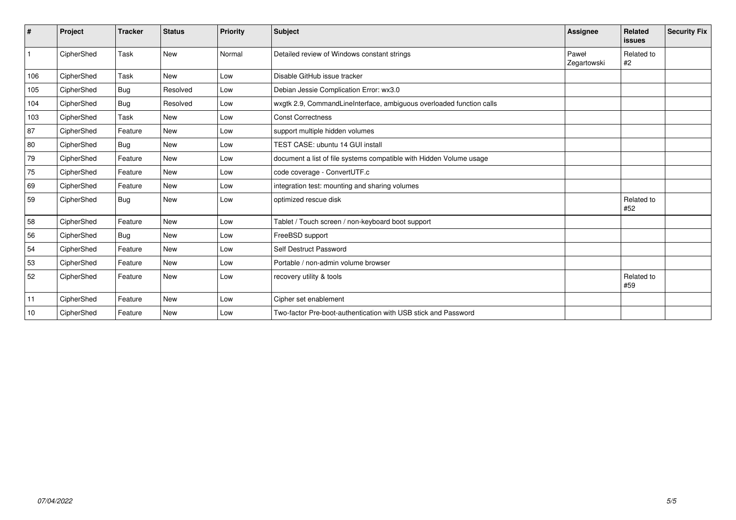| # | Project | Tracker | Status | Priority | Subject | Assignee | Related issues | Security Fix |
|---|---|---|---|---|---|---|---|---|
| 1 | CipherShed | Task | New | Normal | Detailed review of Windows constant strings | Paweł Zegartowski | Related to #2 | |
| 106 | CipherShed | Task | New | Low | Disable GitHub issue tracker | | | |
| 105 | CipherShed | Bug | Resolved | Low | Debian Jessie Complication Error: wx3.0 | | | |
| 104 | CipherShed | Bug | Resolved | Low | wxgtk 2.9, CommandLineInterface, ambiguous overloaded function calls | | | |
| 103 | CipherShed | Task | New | Low | Const Correctness | | | |
| 87 | CipherShed | Feature | New | Low | support multiple hidden volumes | | | |
| 80 | CipherShed | Bug | New | Low | TEST CASE: ubuntu 14 GUI install | | | |
| 79 | CipherShed | Feature | New | Low | document a list of file systems compatible with Hidden Volume usage | | | |
| 75 | CipherShed | Feature | New | Low | code coverage - ConvertUTF.c | | | |
| 69 | CipherShed | Feature | New | Low | integration test: mounting and sharing volumes | | | |
| 59 | CipherShed | Bug | New | Low | optimized rescue disk | | Related to #52 | |
| 58 | CipherShed | Feature | New | Low | Tablet / Touch screen / non-keyboard boot support | | | |
| 56 | CipherShed | Bug | New | Low | FreeBSD support | | | |
| 54 | CipherShed | Feature | New | Low | Self Destruct Password | | | |
| 53 | CipherShed | Feature | New | Low | Portable / non-admin volume browser | | | |
| 52 | CipherShed | Feature | New | Low | recovery utility & tools | | Related to #59 | |
| 11 | CipherShed | Feature | New | Low | Cipher set enablement | | | |
| 10 | CipherShed | Feature | New | Low | Two-factor Pre-boot-authentication with USB stick and Password | | | |

*07/04/2022*